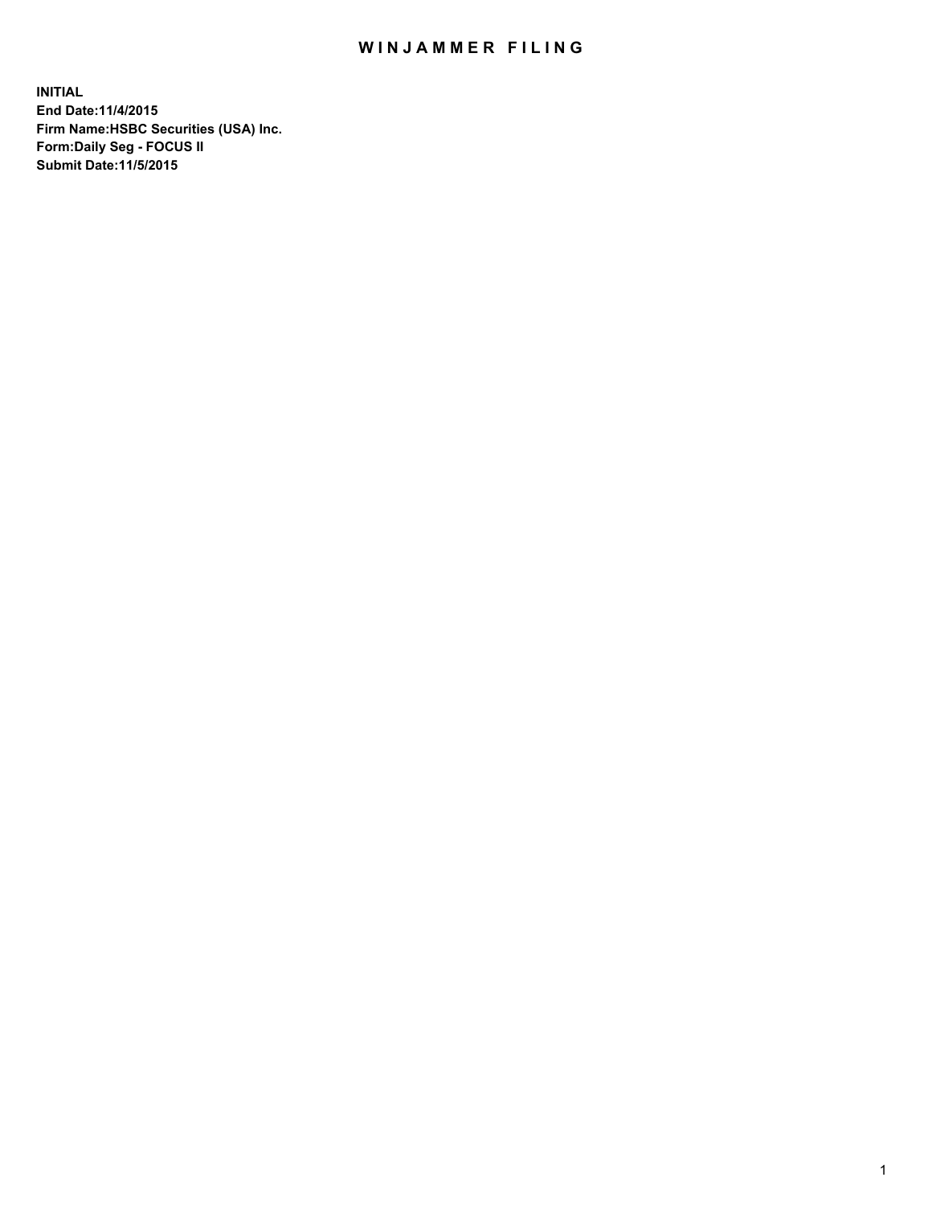# WINJAMMER FILING

**INITIAL**
**End Date:11/4/2015**
**Firm Name:HSBC Securities (USA) Inc.**
**Form:Daily Seg - FOCUS II**
**Submit Date:11/5/2015**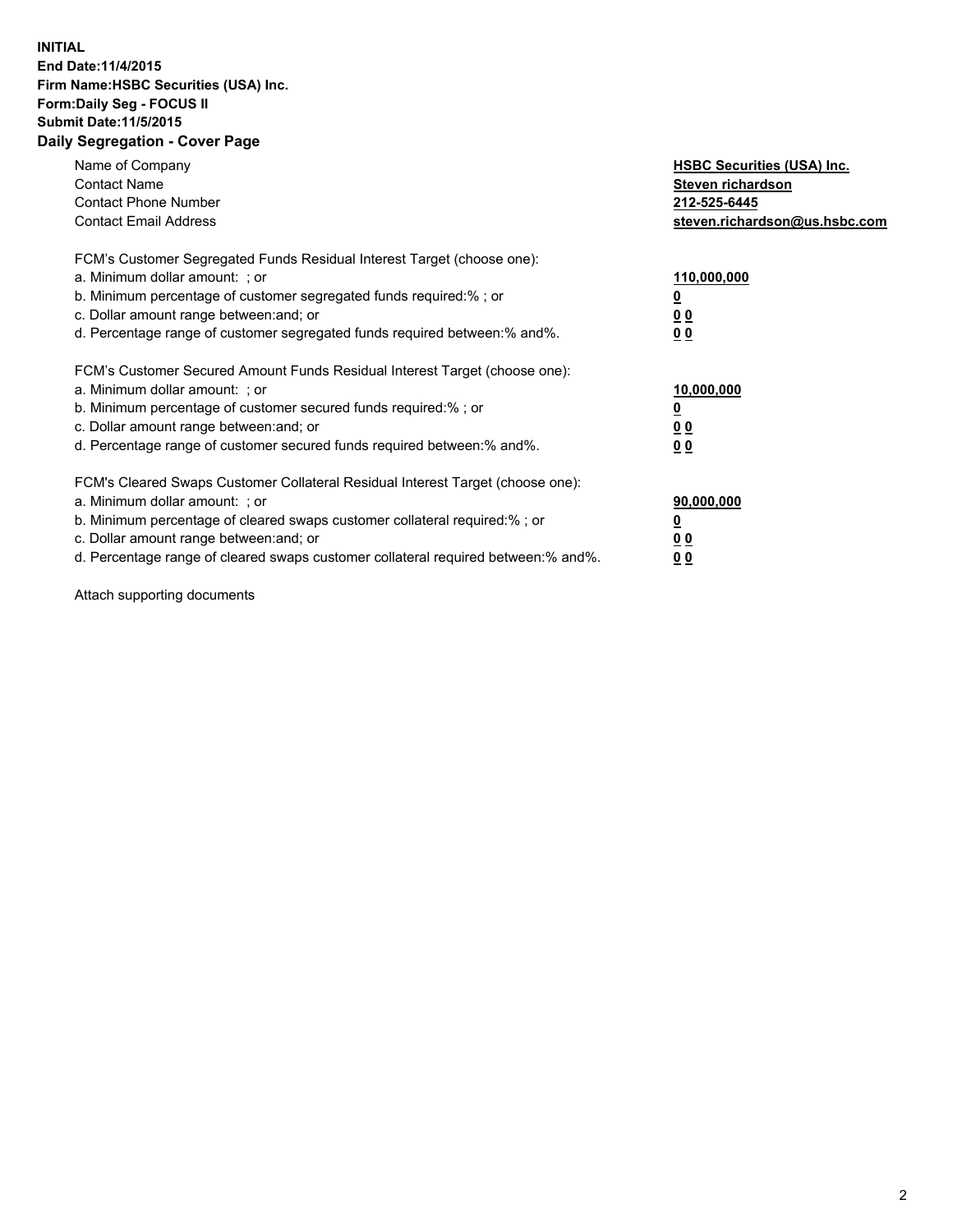**INITIAL**
**End Date:11/4/2015**
**Firm Name:HSBC Securities (USA) Inc.**
**Form:Daily Seg - FOCUS II**
**Submit Date:11/5/2015**

## Daily Segregation - Cover Page

| | |
|---|---|
| Name of Company | **HSBC Securities (USA) Inc.** |
| Contact Name | **Steven richardson** |
| Contact Phone Number | **212-525-6445** |
| Contact Email Address | **steven.richardson@us.hsbc.com** |

| | |
|---|---|
| FCM's Customer Segregated Funds Residual Interest Target (choose one): | |
| a. Minimum dollar amount: ; or | **110,000,000** |
| b. Minimum percentage of customer segregated funds required:% ; or | **0** |
| c. Dollar amount range between:and; or | **0 0** |
| d. Percentage range of customer segregated funds required between:% and%. | **0 0** |

| | |
|---|---|
| FCM's Customer Secured Amount Funds Residual Interest Target (choose one): | |
| a. Minimum dollar amount: ; or | **10,000,000** |
| b. Minimum percentage of customer secured funds required:% ; or | **0** |
| c. Dollar amount range between:and; or | **0 0** |
| d. Percentage range of customer secured funds required between:% and%. | **0 0** |

| | |
|---|---|
| FCM's Cleared Swaps Customer Collateral Residual Interest Target (choose one): | |
| a. Minimum dollar amount: ; or | **90,000,000** |
| b. Minimum percentage of cleared swaps customer collateral required:% ; or | **0** |
| c. Dollar amount range between:and; or | **0 0** |
| d. Percentage range of cleared swaps customer collateral required between:% and%. | **0 0** |

Attach supporting documents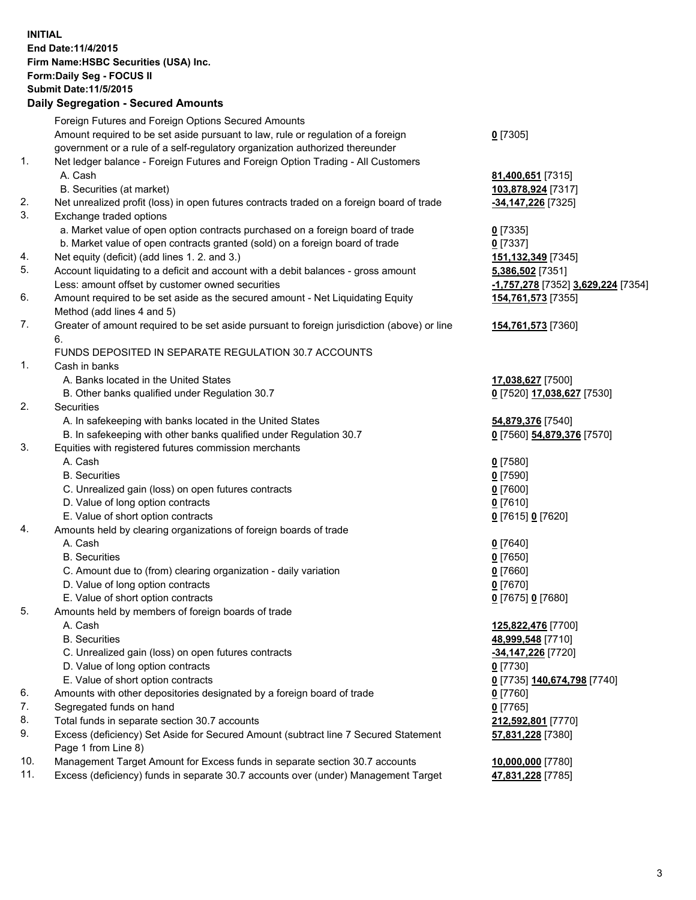**INITIAL**
**End Date:11/4/2015**
**Firm Name:HSBC Securities (USA) Inc.**
**Form:Daily Seg - FOCUS II**
**Submit Date:11/5/2015**

## Daily Segregation - Secured Amounts

| | | |
|---|---|---|
| | Foreign Futures and Foreign Options Secured Amounts | |
| | Amount required to be set aside pursuant to law, rule or regulation of a foreign government or a rule of a self-regulatory organization authorized thereunder | **0** [7305] |
| 1. | Net ledger balance - Foreign Futures and Foreign Option Trading - All Customers | |
| | A. Cash | **81,400,651** [7315] |
| | B. Securities (at market) | **103,878,924** [7317] |
| 2. | Net unrealized profit (loss) in open futures contracts traded on a foreign board of trade | **-34,147,226** [7325] |
| 3. | Exchange traded options | |
| | a. Market value of open option contracts purchased on a foreign board of trade | **0** [7335] |
| | b. Market value of open contracts granted (sold) on a foreign board of trade | **0** [7337] |
| 4. | Net equity (deficit) (add lines 1. 2. and 3.) | **151,132,349** [7345] |
| 5. | Account liquidating to a deficit and account with a debit balances - gross amount | **5,386,502** [7351] |
| | Less: amount offset by customer owned securities | **-1,757,278** [7352] **3,629,224** [7354] |
| 6. | Amount required to be set aside as the secured amount - Net Liquidating Equity Method (add lines 4 and 5) | **154,761,573** [7355] |
| 7. | Greater of amount required to be set aside pursuant to foreign jurisdiction (above) or line 6. | **154,761,573** [7360] |
| | FUNDS DEPOSITED IN SEPARATE REGULATION 30.7 ACCOUNTS | |
| 1. | Cash in banks | |
| | A. Banks located in the United States | **17,038,627** [7500] |
| | B. Other banks qualified under Regulation 30.7 | **0** [7520] **17,038,627** [7530] |
| 2. | Securities | |
| | A. In safekeeping with banks located in the United States | **54,879,376** [7540] |
| | B. In safekeeping with other banks qualified under Regulation 30.7 | **0** [7560] **54,879,376** [7570] |
| 3. | Equities with registered futures commission merchants | |
| | A. Cash | **0** [7580] |
| | B. Securities | **0** [7590] |
| | C. Unrealized gain (loss) on open futures contracts | **0** [7600] |
| | D. Value of long option contracts | **0** [7610] |
| | E. Value of short option contracts | **0** [7615] **0** [7620] |
| 4. | Amounts held by clearing organizations of foreign boards of trade | |
| | A. Cash | **0** [7640] |
| | B. Securities | **0** [7650] |
| | C. Amount due to (from) clearing organization - daily variation | **0** [7660] |
| | D. Value of long option contracts | **0** [7670] |
| | E. Value of short option contracts | **0** [7675] **0** [7680] |
| 5. | Amounts held by members of foreign boards of trade | |
| | A. Cash | **125,822,476** [7700] |
| | B. Securities | **48,999,548** [7710] |
| | C. Unrealized gain (loss) on open futures contracts | **-34,147,226** [7720] |
| | D. Value of long option contracts | **0** [7730] |
| | E. Value of short option contracts | **0** [7735] **140,674,798** [7740] |
| 6. | Amounts with other depositories designated by a foreign board of trade | **0** [7760] |
| 7. | Segregated funds on hand | **0** [7765] |
| 8. | Total funds in separate section 30.7 accounts | **212,592,801** [7770] |
| 9. | Excess (deficiency) Set Aside for Secured Amount (subtract line 7 Secured Statement Page 1 from Line 8) | **57,831,228** [7380] |
| 10. | Management Target Amount for Excess funds in separate section 30.7 accounts | **10,000,000** [7780] |
| 11. | Excess (deficiency) funds in separate 30.7 accounts over (under) Management Target | **47,831,228** [7785] |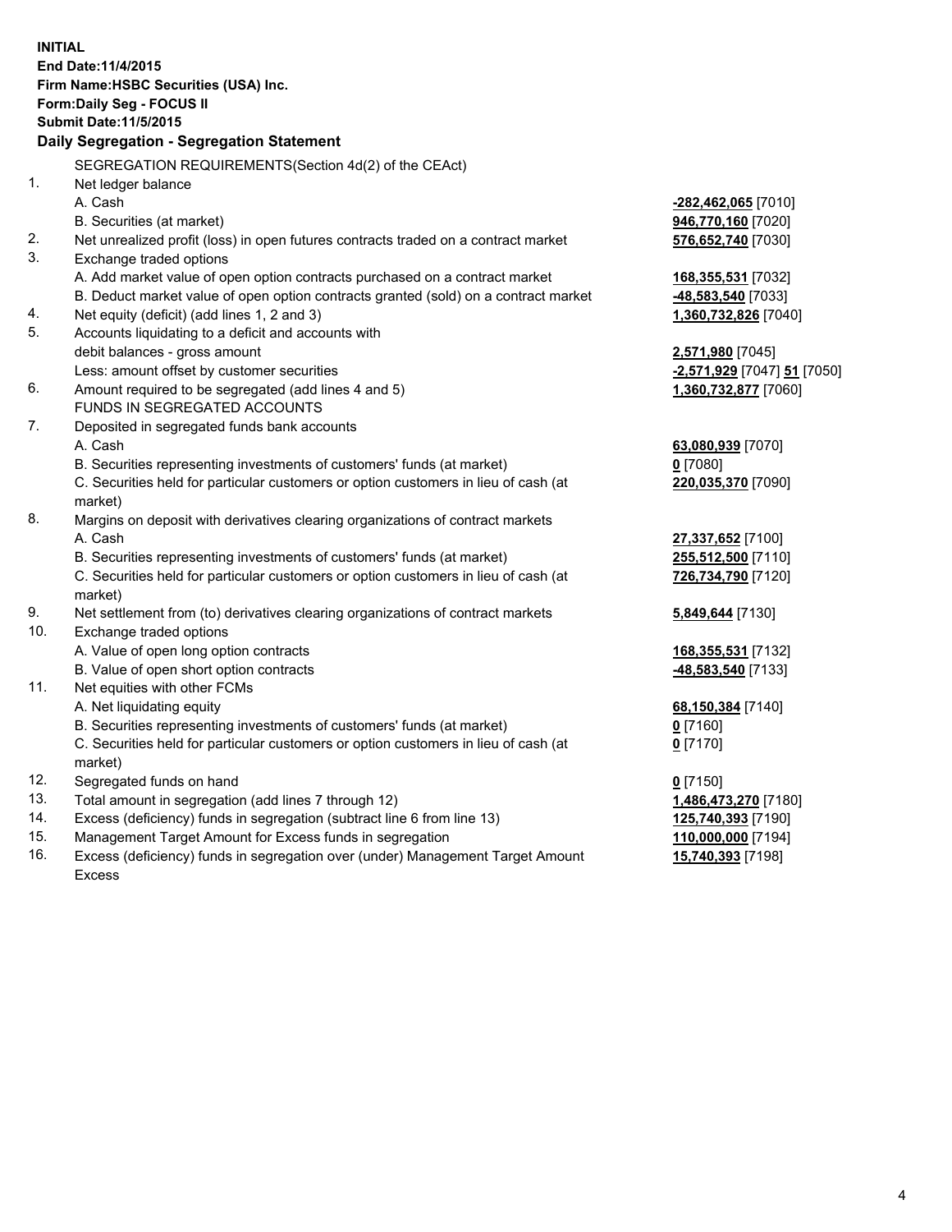**INITIAL**
**End Date:11/4/2015**
**Firm Name:HSBC Securities (USA) Inc.**
**Form:Daily Seg - FOCUS II**
**Submit Date:11/5/2015**

### Daily Segregation - Segregation Statement

| | | |
|---|---|---|
| | SEGREGATION REQUIREMENTS(Section 4d(2) of the CEAct) | |
| 1. | Net ledger balance | |
| | A. Cash | **-282,462,065** [7010] |
| | B. Securities (at market) | **946,770,160** [7020] |
| 2. | Net unrealized profit (loss) in open futures contracts traded on a contract market | **576,652,740** [7030] |
| 3. | Exchange traded options | |
| | A. Add market value of open option contracts purchased on a contract market | **168,355,531** [7032] |
| | B. Deduct market value of open option contracts granted (sold) on a contract market | **-48,583,540** [7033] |
| 4. | Net equity (deficit) (add lines 1, 2 and 3) | **1,360,732,826** [7040] |
| 5. | Accounts liquidating to a deficit and accounts with | |
| | debit balances - gross amount | **2,571,980** [7045] |
| | Less: amount offset by customer securities | **-2,571,929** [7047] **51** [7050] |
| 6. | Amount required to be segregated (add lines 4 and 5) | **1,360,732,877** [7060] |
| | FUNDS IN SEGREGATED ACCOUNTS | |
| 7. | Deposited in segregated funds bank accounts | |
| | A. Cash | **63,080,939** [7070] |
| | B. Securities representing investments of customers' funds (at market) | **0** [7080] |
| | C. Securities held for particular customers or option customers in lieu of cash (at market) | **220,035,370** [7090] |
| 8. | Margins on deposit with derivatives clearing organizations of contract markets | |
| | A. Cash | **27,337,652** [7100] |
| | B. Securities representing investments of customers' funds (at market) | **255,512,500** [7110] |
| | C. Securities held for particular customers or option customers in lieu of cash (at market) | **726,734,790** [7120] |
| 9. | Net settlement from (to) derivatives clearing organizations of contract markets | **5,849,644** [7130] |
| 10. | Exchange traded options | |
| | A. Value of open long option contracts | **168,355,531** [7132] |
| | B. Value of open short option contracts | **-48,583,540** [7133] |
| 11. | Net equities with other FCMs | |
| | A. Net liquidating equity | **68,150,384** [7140] |
| | B. Securities representing investments of customers' funds (at market) | **0** [7160] |
| | C. Securities held for particular customers or option customers in lieu of cash (at market) | **0** [7170] |
| 12. | Segregated funds on hand | **0** [7150] |
| 13. | Total amount in segregation (add lines 7 through 12) | **1,486,473,270** [7180] |
| 14. | Excess (deficiency) funds in segregation (subtract line 6 from line 13) | **125,740,393** [7190] |
| 15. | Management Target Amount for Excess funds in segregation | **110,000,000** [7194] |
| 16. | Excess (deficiency) funds in segregation over (under) Management Target Amount Excess | **15,740,393** [7198] |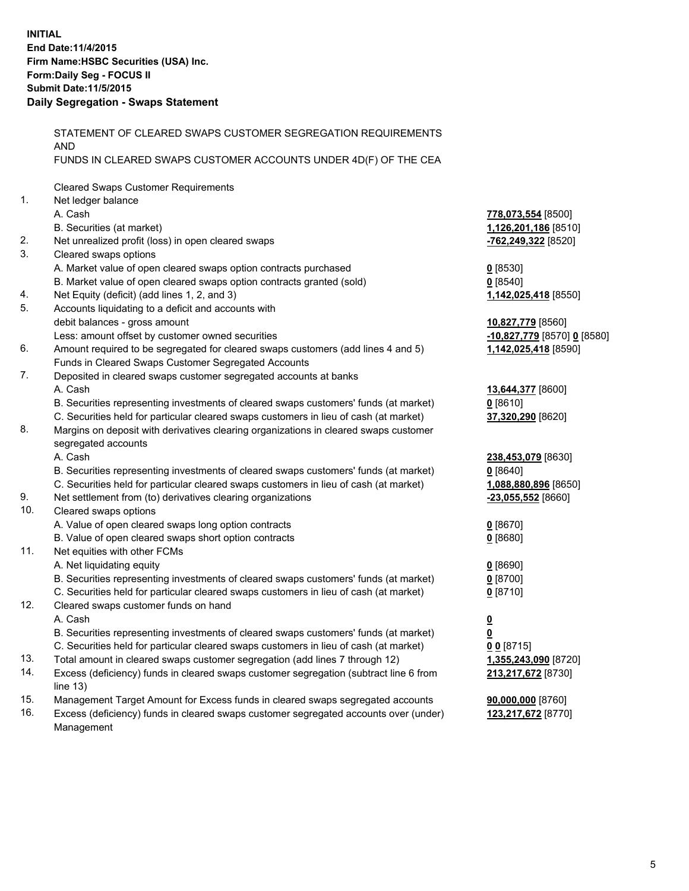**INITIAL**
**End Date:11/4/2015**
**Firm Name:HSBC Securities (USA) Inc.**
**Form:Daily Seg - FOCUS II**
**Submit Date:11/5/2015**
**Daily Segregation - Swaps Statement**

STATEMENT OF CLEARED SWAPS CUSTOMER SEGREGATION REQUIREMENTS AND FUNDS IN CLEARED SWAPS CUSTOMER ACCOUNTS UNDER 4D(F) OF THE CEA

| | | |
|---|---|---|
| | Cleared Swaps Customer Requirements | |
| 1. | Net ledger balance | |
| | A. Cash | 778,073,554 [8500] |
| | B. Securities (at market) | 1,126,201,186 [8510] |
| 2. | Net unrealized profit (loss) in open cleared swaps | -762,249,322 [8520] |
| 3. | Cleared swaps options | |
| | A. Market value of open cleared swaps option contracts purchased | 0 [8530] |
| | B. Market value of open cleared swaps option contracts granted (sold) | 0 [8540] |
| 4. | Net Equity (deficit) (add lines 1, 2, and 3) | 1,142,025,418 [8550] |
| 5. | Accounts liquidating to a deficit and accounts with debit balances - gross amount | 10,827,779 [8560] |
| | Less: amount offset by customer owned securities | -10,827,779 [8570] 0 [8580] |
| 6. | Amount required to be segregated for cleared swaps customers (add lines 4 and 5) | 1,142,025,418 [8590] |
| | Funds in Cleared Swaps Customer Segregated Accounts | |
| 7. | Deposited in cleared swaps customer segregated accounts at banks | |
| | A. Cash | 13,644,377 [8600] |
| | B. Securities representing investments of cleared swaps customers' funds (at market) | 0 [8610] |
| | C. Securities held for particular cleared swaps customers in lieu of cash (at market) | 37,320,290 [8620] |
| 8. | Margins on deposit with derivatives clearing organizations in cleared swaps customer segregated accounts | |
| | A. Cash | 238,453,079 [8630] |
| | B. Securities representing investments of cleared swaps customers' funds (at market) | 0 [8640] |
| | C. Securities held for particular cleared swaps customers in lieu of cash (at market) | 1,088,880,896 [8650] |
| 9. | Net settlement from (to) derivatives clearing organizations | -23,055,552 [8660] |
| 10. | Cleared swaps options | |
| | A. Value of open cleared swaps long option contracts | 0 [8670] |
| | B. Value of open cleared swaps short option contracts | 0 [8680] |
| 11. | Net equities with other FCMs | |
| | A. Net liquidating equity | 0 [8690] |
| | B. Securities representing investments of cleared swaps customers' funds (at market) | 0 [8700] |
| | C. Securities held for particular cleared swaps customers in lieu of cash (at market) | 0 [8710] |
| 12. | Cleared swaps customer funds on hand | |
| | A. Cash | 0 |
| | B. Securities representing investments of cleared swaps customers' funds (at market) | 0 |
| | C. Securities held for particular cleared swaps customers in lieu of cash (at market) | 0 0 [8715] |
| 13. | Total amount in cleared swaps customer segregation (add lines 7 through 12) | 1,355,243,090 [8720] |
| 14. | Excess (deficiency) funds in cleared swaps customer segregation (subtract line 6 from line 13) | 213,217,672 [8730] |
| 15. | Management Target Amount for Excess funds in cleared swaps segregated accounts | 90,000,000 [8760] |
| 16. | Excess (deficiency) funds in cleared swaps customer segregated accounts over (under) Management | 123,217,672 [8770] |